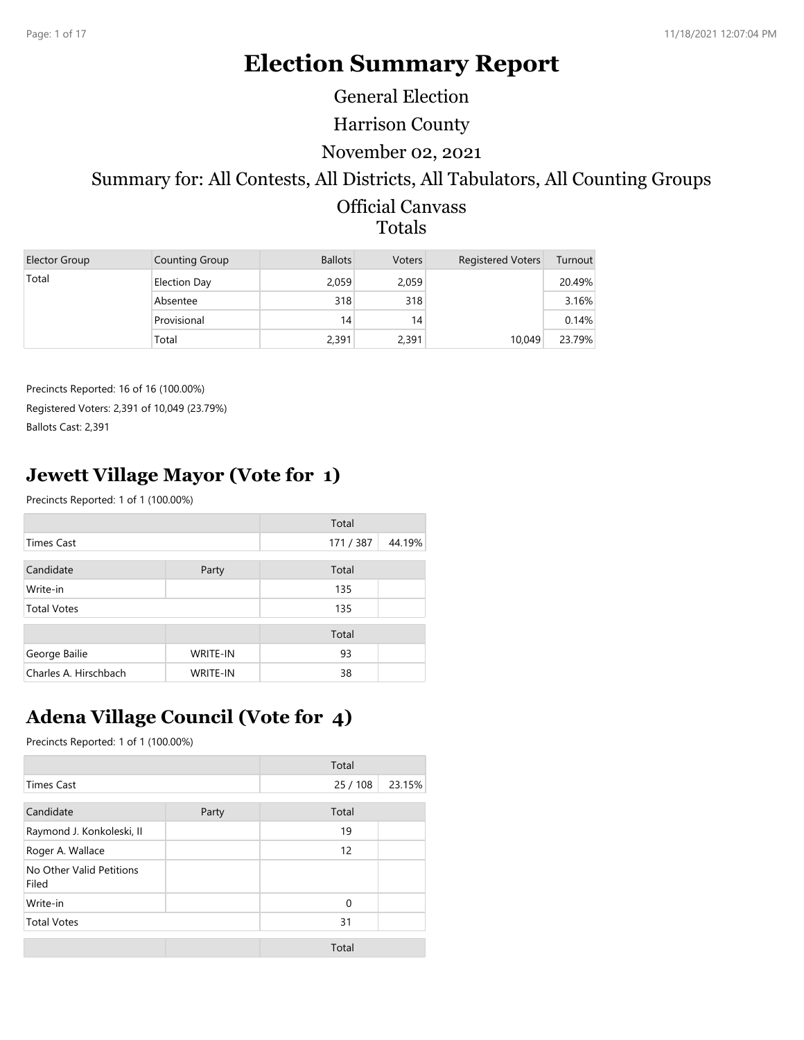# Election Summary Report

General Election

Harrison County

November 02, 2021

Summary for: All Contests, All Districts, All Tabulators, All Counting Groups

Official Canvass

Totals

| Elector Group | Counting Group | Ballots | Voters | Registered Voters | Turnout |
|---|---|---|---|---|---|
| Total | Election Day | 2,059 | 2,059 | | 20.49% |
| | Absentee | 318 | 318 | | 3.16% |
| | Provisional | 14 | 14 | | 0.14% |
| | Total | 2,391 | 2,391 | 10,049 | 23.79% |

Precincts Reported: 16 of 16 (100.00%)

Registered Voters: 2,391 of 10,049 (23.79%)

Ballots Cast: 2,391

## Jewett Village Mayor (Vote for 1)

Precincts Reported: 1 of 1 (100.00%)

| | | Total | |
|---|---|---|---|
| Times Cast | | 171 / 387 | 44.19% |

| Candidate | Party | Total | |
|---|---|---|---|
| Write-in | | 135 | |
| Total Votes | | 135 | |

| | | Total | |
|---|---|---|---|
| George Bailie | WRITE-IN | 93 | |
| Charles A. Hirschbach | WRITE-IN | 38 | |

## Adena Village Council (Vote for 4)

Precincts Reported: 1 of 1 (100.00%)

| | | Total | |
|---|---|---|---|
| Times Cast | | 25 / 108 | 23.15% |

| Candidate | Party | Total | |
|---|---|---|---|
| Raymond J. Konkoleski, II | | 19 | |
| Roger A. Wallace | | 12 | |
| No Other Valid Petitions Filed | | | |
| Write-in | | 0 | |
| Total Votes | | 31 | |

| | | Total | |
|---|---|---|---|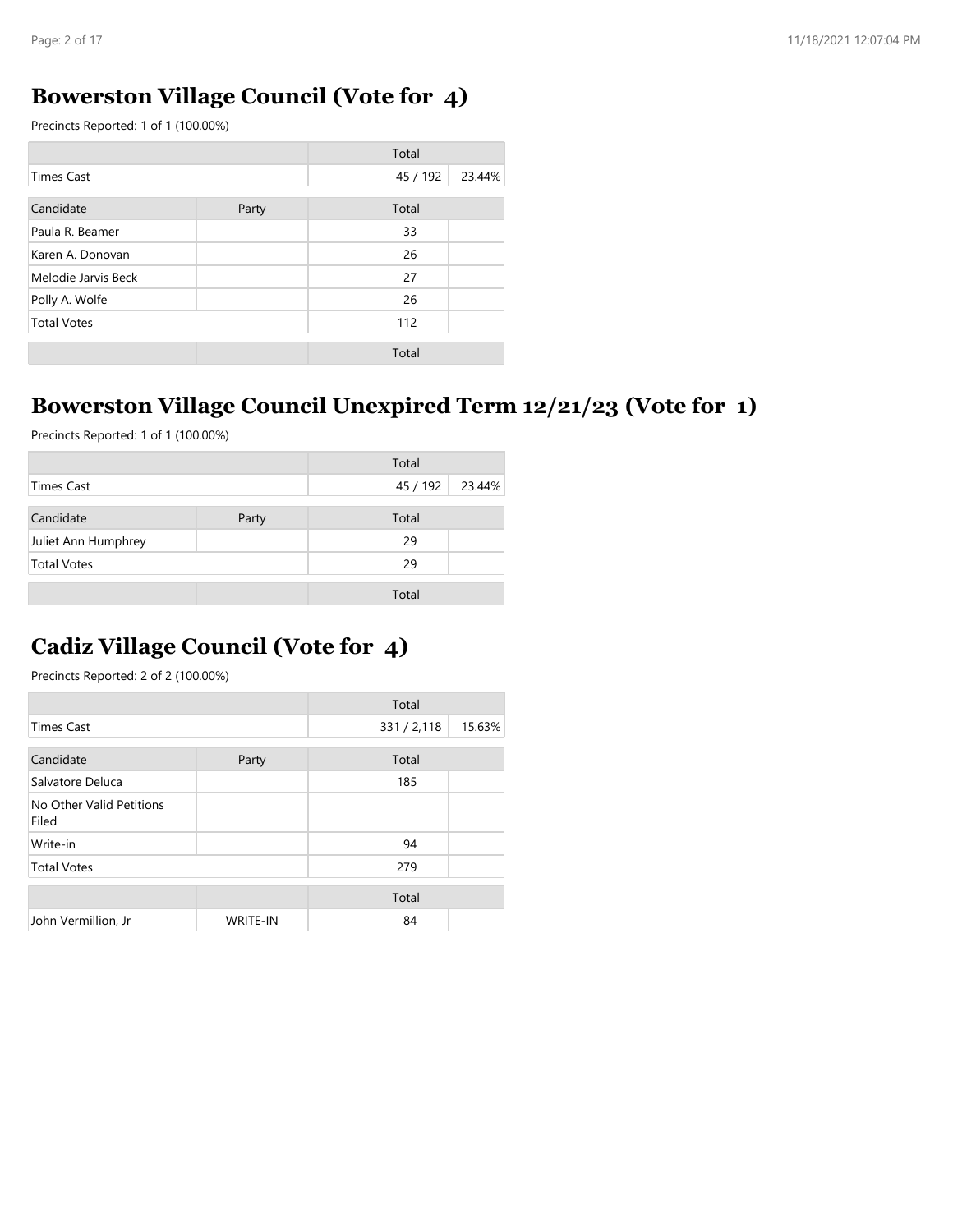## Bowerston Village Council (Vote for 4)

Precincts Reported: 1 of 1 (100.00%)

| | | Total | |
|---|---|---|---|
| Times Cast | | 45 / 192 | 23.44% |

| Candidate | Party | Total | |
|---|---|---|---|
| Paula R. Beamer | | 33 | |
| Karen A. Donovan | | 26 | |
| Melodie Jarvis Beck | | 27 | |
| Polly A. Wolfe | | 26 | |
| Total Votes | | 112 | |

| | | Total | |
|---|---|---|---|

## Bowerston Village Council Unexpired Term 12/21/23 (Vote for 1)

Precincts Reported: 1 of 1 (100.00%)

| | | Total | |
|---|---|---|---|
| Times Cast | | 45 / 192 | 23.44% |

| Candidate | Party | Total | |
|---|---|---|---|
| Juliet Ann Humphrey | | 29 | |
| Total Votes | | 29 | |

| | | Total | |
|---|---|---|---|

## Cadiz Village Council (Vote for 4)

Precincts Reported: 2 of 2 (100.00%)

| | | Total | |
|---|---|---|---|
| Times Cast | | 331 / 2,118 | 15.63% |

| Candidate | Party | Total | |
|---|---|---|---|
| Salvatore Deluca | | 185 | |
| No Other Valid Petitions Filed | | | |
| Write-in | | 94 | |
| Total Votes | | 279 | |

| | | Total | |
|---|---|---|---|
| John Vermillion, Jr | WRITE-IN | 84 | |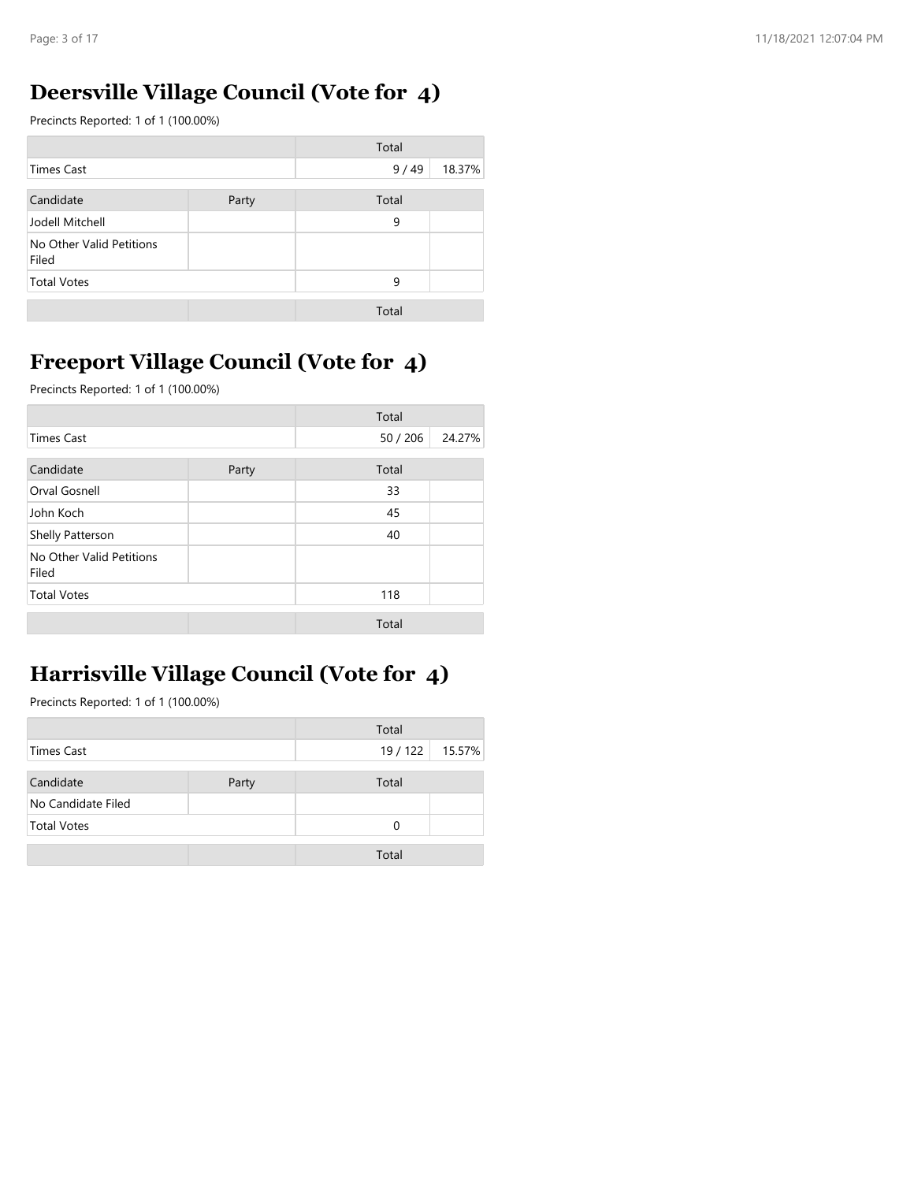## Deersville Village Council (Vote for 4)

Precincts Reported: 1 of 1 (100.00%)

| | | Total | |
|---|---|---|---|
| Times Cast | | 9 / 49 | 18.37% |

| Candidate | Party | Total | |
|---|---|---|---|
| Jodell Mitchell | | 9 | |
| No Other Valid Petitions Filed | | | |
| Total Votes | | 9 | |
| | | Total | |

## Freeport Village Council (Vote for 4)

Precincts Reported: 1 of 1 (100.00%)

| | | Total | |
|---|---|---|---|
| Times Cast | | 50 / 206 | 24.27% |

| Candidate | Party | Total | |
|---|---|---|---|
| Orval Gosnell | | 33 | |
| John Koch | | 45 | |
| Shelly Patterson | | 40 | |
| No Other Valid Petitions Filed | | | |
| Total Votes | | 118 | |
| | | Total | |

## Harrisville Village Council (Vote for 4)

Precincts Reported: 1 of 1 (100.00%)

| | | Total | |
|---|---|---|---|
| Times Cast | | 19 / 122 | 15.57% |

| Candidate | Party | Total | |
|---|---|---|---|
| No Candidate Filed | | | |
| Total Votes | | 0 | |
| | | Total | |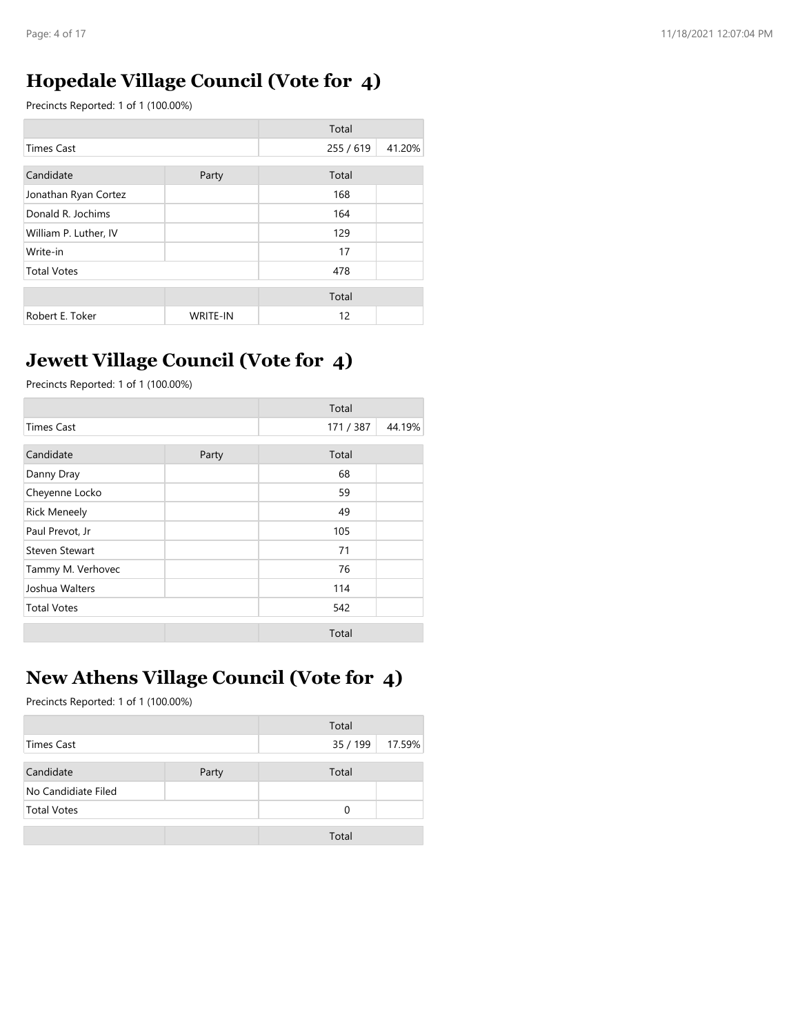## Hopedale Village Council (Vote for 4)

Precincts Reported: 1 of 1 (100.00%)

| | | Total | |
|---|---|---|---|
| Times Cast | | 255 / 619 | 41.20% |

| Candidate | Party | Total | |
|---|---|---|---|
| Jonathan Ryan Cortez | | 168 | |
| Donald R. Jochims | | 164 | |
| William P. Luther, IV | | 129 | |
| Write-in | | 17 | |
| Total Votes | | 478 | |

| | | Total | |
|---|---|---|---|
| Robert E. Toker | WRITE-IN | 12 | |

## Jewett Village Council (Vote for 4)

Precincts Reported: 1 of 1 (100.00%)

| | | Total | |
|---|---|---|---|
| Times Cast | | 171 / 387 | 44.19% |

| Candidate | Party | Total | |
|---|---|---|---|
| Danny Dray | | 68 | |
| Cheyenne Locko | | 59 | |
| Rick Meneely | | 49 | |
| Paul Prevot, Jr | | 105 | |
| Steven Stewart | | 71 | |
| Tammy M. Verhovec | | 76 | |
| Joshua Walters | | 114 | |
| Total Votes | | 542 | |

| | | Total | |
|---|---|---|---|

## New Athens Village Council (Vote for 4)

Precincts Reported: 1 of 1 (100.00%)

| | | Total | |
|---|---|---|---|
| Times Cast | | 35 / 199 | 17.59% |

| Candidate | Party | Total | |
|---|---|---|---|
| No Candidiate Filed | | | |
| Total Votes | | 0 | |

| | | Total | |
|---|---|---|---|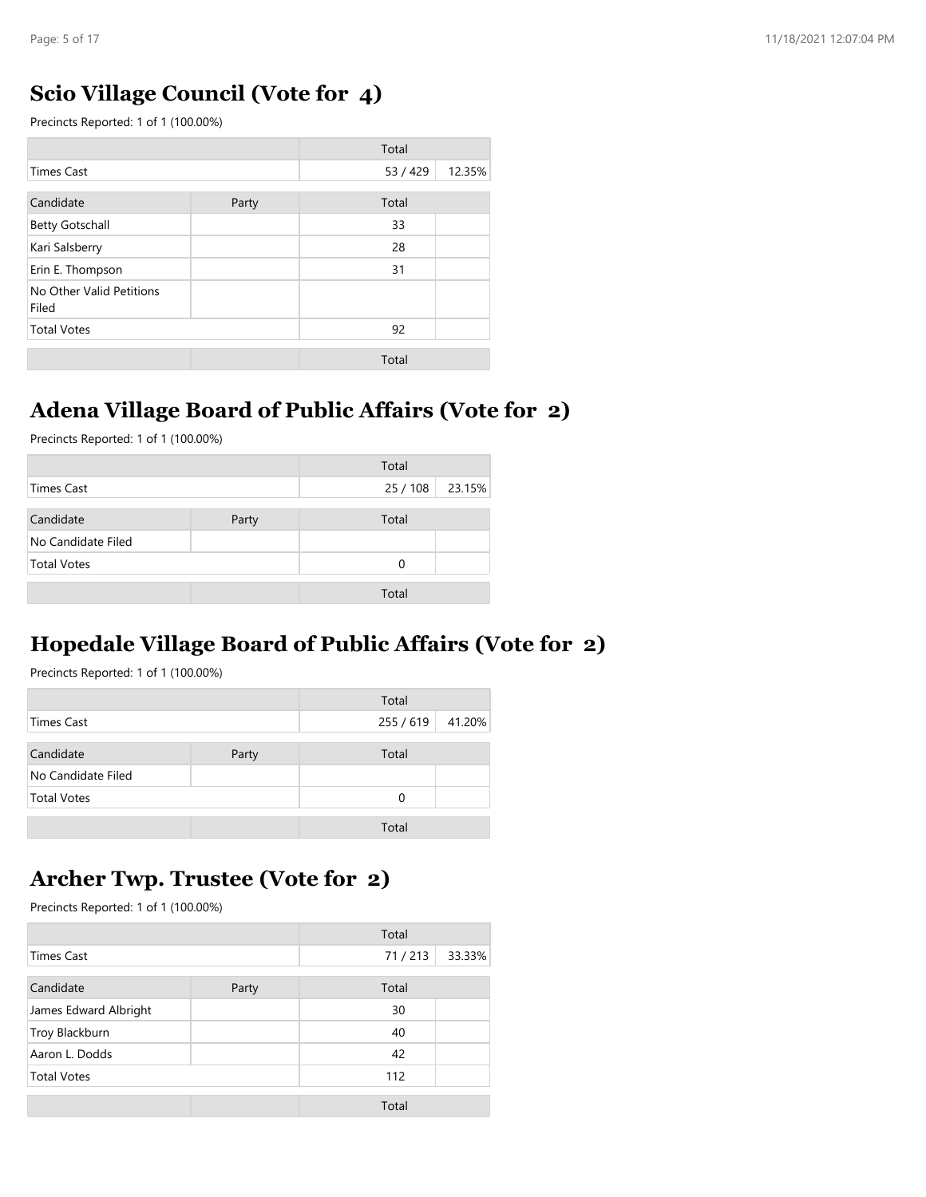## Scio Village Council (Vote for 4)

Precincts Reported: 1 of 1 (100.00%)

| | | Total | |
|---|---|---|---|
| Times Cast | | 53 / 429 | 12.35% |

| Candidate | Party | Total | |
|---|---|---|---|
| Betty Gotschall | | 33 | |
| Kari Salsberry | | 28 | |
| Erin E. Thompson | | 31 | |
| No Other Valid Petitions Filed | | | |
| Total Votes | | 92 | |
| | | Total | |

## Adena Village Board of Public Affairs (Vote for 2)

Precincts Reported: 1 of 1 (100.00%)

| | | Total | |
|---|---|---|---|
| Times Cast | | 25 / 108 | 23.15% |

| Candidate | Party | Total | |
|---|---|---|---|
| No Candidate Filed | | | |
| Total Votes | | 0 | |
| | | Total | |

## Hopedale Village Board of Public Affairs (Vote for 2)

Precincts Reported: 1 of 1 (100.00%)

| | | Total | |
|---|---|---|---|
| Times Cast | | 255 / 619 | 41.20% |

| Candidate | Party | Total | |
|---|---|---|---|
| No Candidate Filed | | | |
| Total Votes | | 0 | |
| | | Total | |

## Archer Twp. Trustee (Vote for 2)

Precincts Reported: 1 of 1 (100.00%)

| | | Total | |
|---|---|---|---|
| Times Cast | | 71 / 213 | 33.33% |

| Candidate | Party | Total | |
|---|---|---|---|
| James Edward Albright | | 30 | |
| Troy Blackburn | | 40 | |
| Aaron L. Dodds | | 42 | |
| Total Votes | | 112 | |
| | | Total | |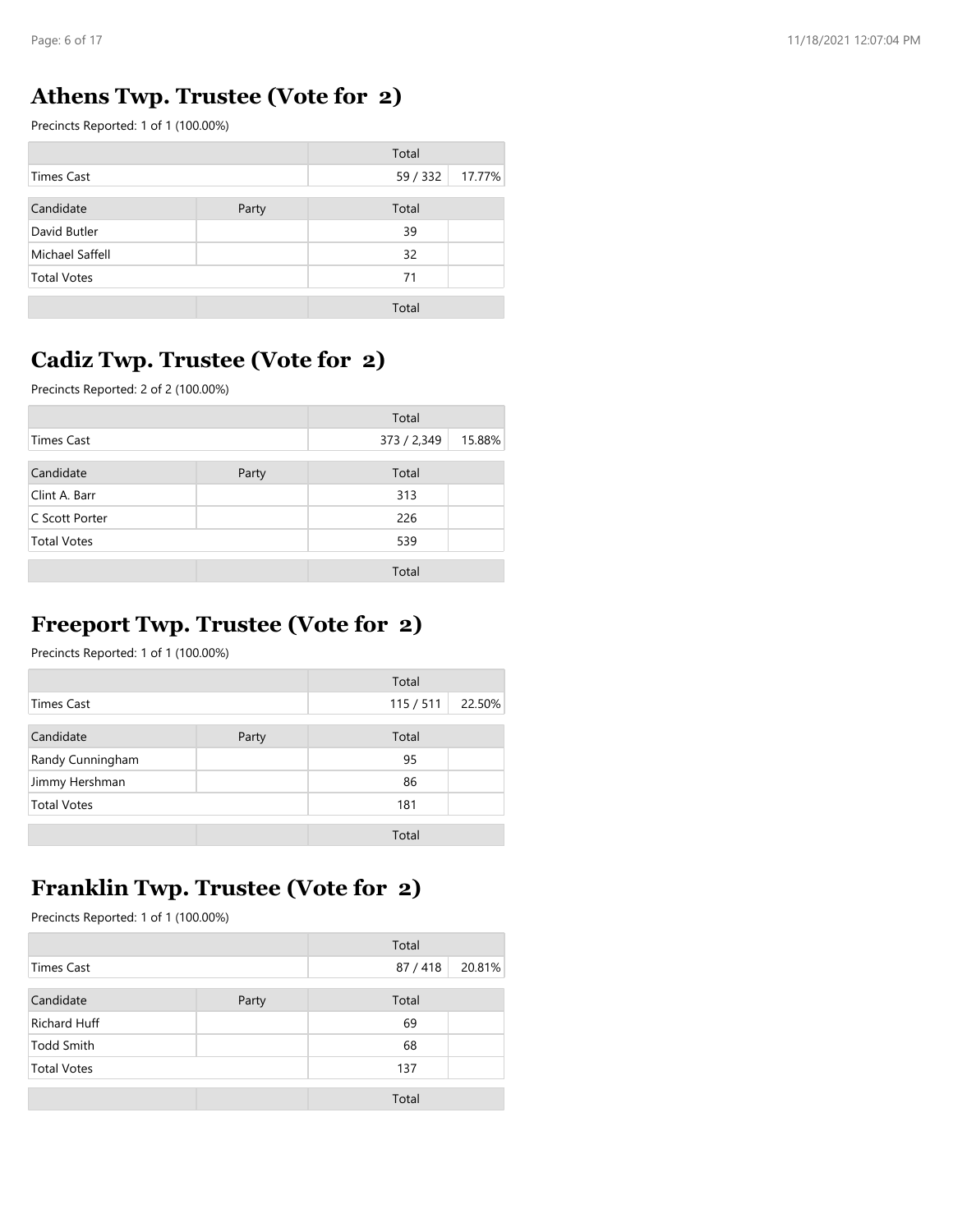## Athens Twp. Trustee (Vote for 2)

Precincts Reported: 1 of 1 (100.00%)

| | | Total | |
|---|---|---|---|
| Times Cast | | 59 / 332 | 17.77% |

| Candidate | Party | Total | |
|---|---|---|---|
| David Butler | | 39 | |
| Michael Saffell | | 32 | |
| Total Votes | | 71 | |
| | | Total | |

## Cadiz Twp. Trustee (Vote for 2)

Precincts Reported: 2 of 2 (100.00%)

| | | Total | |
|---|---|---|---|
| Times Cast | | 373 / 2,349 | 15.88% |

| Candidate | Party | Total | |
|---|---|---|---|
| Clint A. Barr | | 313 | |
| C Scott Porter | | 226 | |
| Total Votes | | 539 | |
| | | Total | |

## Freeport Twp. Trustee (Vote for 2)

Precincts Reported: 1 of 1 (100.00%)

| | | Total | |
|---|---|---|---|
| Times Cast | | 115 / 511 | 22.50% |

| Candidate | Party | Total | |
|---|---|---|---|
| Randy Cunningham | | 95 | |
| Jimmy Hershman | | 86 | |
| Total Votes | | 181 | |
| | | Total | |

## Franklin Twp. Trustee (Vote for 2)

Precincts Reported: 1 of 1 (100.00%)

| | | Total | |
|---|---|---|---|
| Times Cast | | 87 / 418 | 20.81% |

| Candidate | Party | Total | |
|---|---|---|---|
| Richard Huff | | 69 | |
| Todd Smith | | 68 | |
| Total Votes | | 137 | |
| | | Total | |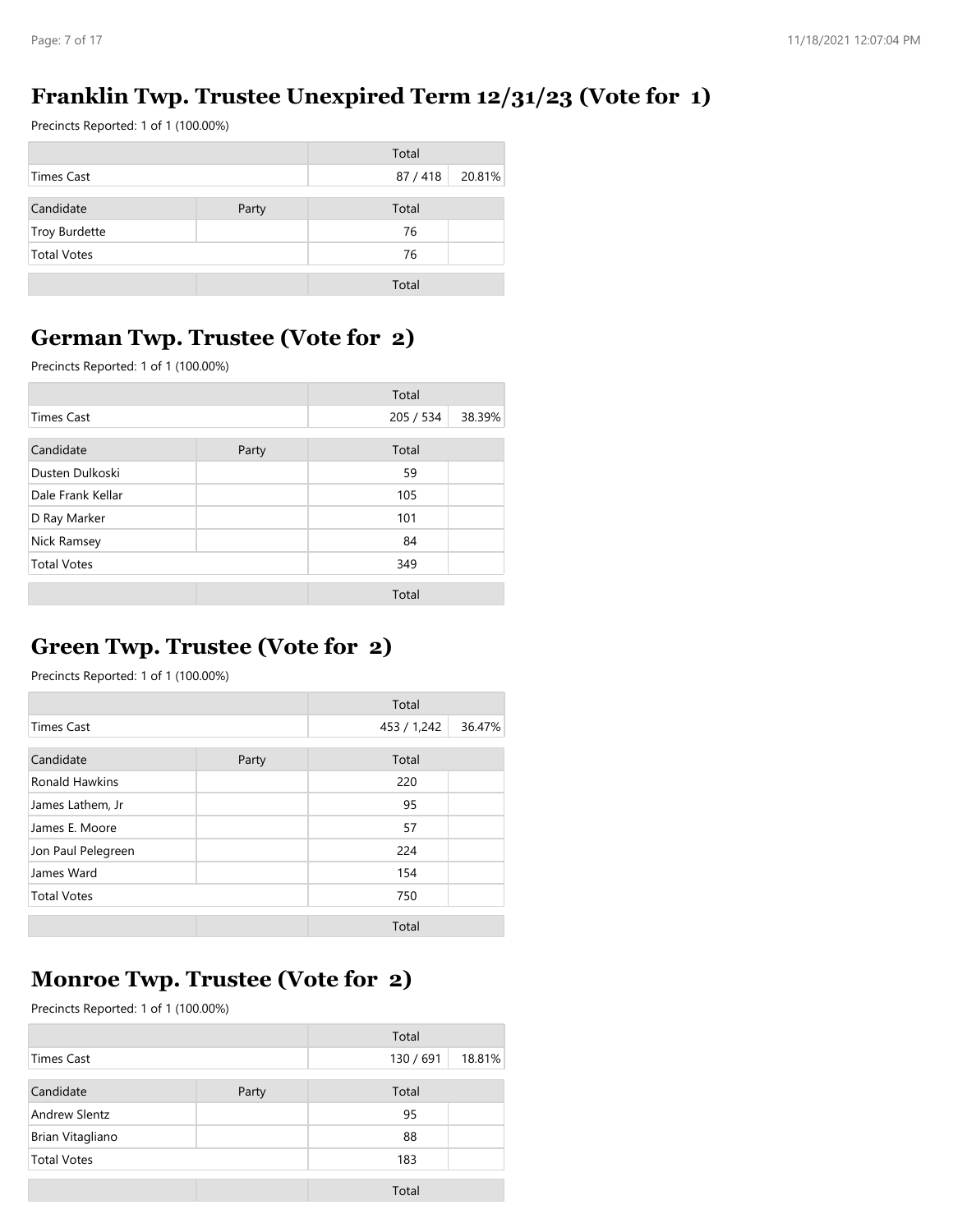## Franklin Twp. Trustee Unexpired Term 12/31/23 (Vote for 1)

Precincts Reported: 1 of 1 (100.00%)

| | | Total | |
|---|---|---|---|
| Times Cast | | 87 / 418 | 20.81% |

| Candidate | Party | Total | |
|---|---|---|---|
| Troy Burdette | | 76 | |
| Total Votes | | 76 | |
| | | Total | |

## German Twp. Trustee (Vote for 2)

Precincts Reported: 1 of 1 (100.00%)

| | | Total | |
|---|---|---|---|
| Times Cast | | 205 / 534 | 38.39% |

| Candidate | Party | Total | |
|---|---|---|---|
| Dusten Dulkoski | | 59 | |
| Dale Frank Kellar | | 105 | |
| D Ray Marker | | 101 | |
| Nick Ramsey | | 84 | |
| Total Votes | | 349 | |
| | | Total | |

## Green Twp. Trustee (Vote for 2)

Precincts Reported: 1 of 1 (100.00%)

| | | Total | |
|---|---|---|---|
| Times Cast | | 453 / 1,242 | 36.47% |

| Candidate | Party | Total | |
|---|---|---|---|
| Ronald Hawkins | | 220 | |
| James Lathem, Jr | | 95 | |
| James E. Moore | | 57 | |
| Jon Paul Pelegreen | | 224 | |
| James Ward | | 154 | |
| Total Votes | | 750 | |
| | | Total | |

## Monroe Twp. Trustee (Vote for 2)

Precincts Reported: 1 of 1 (100.00%)

| | | Total | |
|---|---|---|---|
| Times Cast | | 130 / 691 | 18.81% |

| Candidate | Party | Total | |
|---|---|---|---|
| Andrew Slentz | | 95 | |
| Brian Vitagliano | | 88 | |
| Total Votes | | 183 | |
| | | Total | |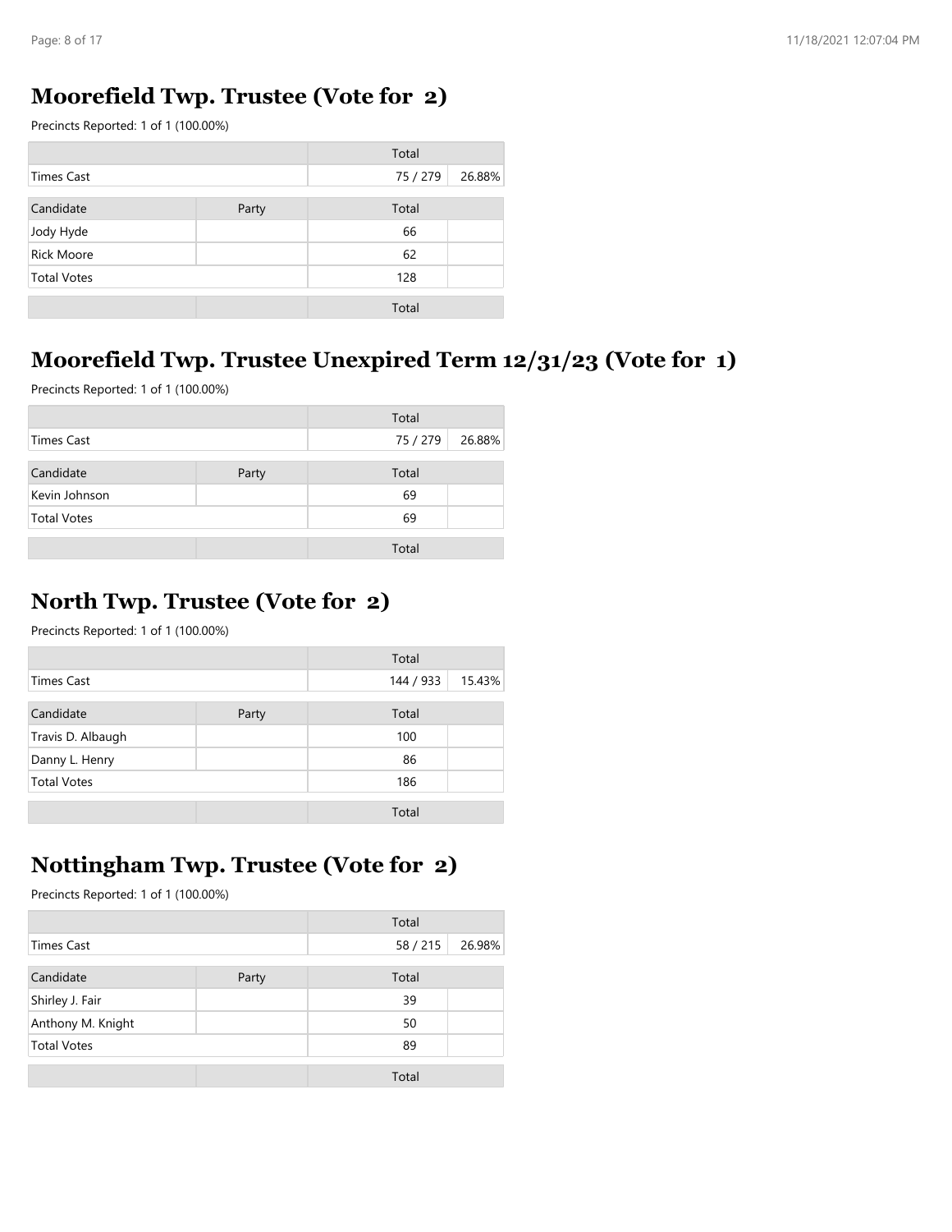## Moorefield Twp. Trustee (Vote for 2)

Precincts Reported: 1 of 1 (100.00%)

| | | Total | |
|---|---|---|---|
| Times Cast | | 75 / 279 | 26.88% |

| Candidate | Party | Total | |
|---|---|---|---|
| Jody Hyde | | 66 | |
| Rick Moore | | 62 | |
| Total Votes | | 128 | |
| | | Total | |

## Moorefield Twp. Trustee Unexpired Term 12/31/23 (Vote for 1)

Precincts Reported: 1 of 1 (100.00%)

| | | Total | |
|---|---|---|---|
| Times Cast | | 75 / 279 | 26.88% |

| Candidate | Party | Total | |
|---|---|---|---|
| Kevin Johnson | | 69 | |
| Total Votes | | 69 | |
| | | Total | |

## North Twp. Trustee (Vote for 2)

Precincts Reported: 1 of 1 (100.00%)

| | | Total | |
|---|---|---|---|
| Times Cast | | 144 / 933 | 15.43% |

| Candidate | Party | Total | |
|---|---|---|---|
| Travis D. Albaugh | | 100 | |
| Danny L. Henry | | 86 | |
| Total Votes | | 186 | |
| | | Total | |

## Nottingham Twp. Trustee (Vote for 2)

Precincts Reported: 1 of 1 (100.00%)

| | | Total | |
|---|---|---|---|
| Times Cast | | 58 / 215 | 26.98% |

| Candidate | Party | Total | |
|---|---|---|---|
| Shirley J. Fair | | 39 | |
| Anthony M. Knight | | 50 | |
| Total Votes | | 89 | |
| | | Total | |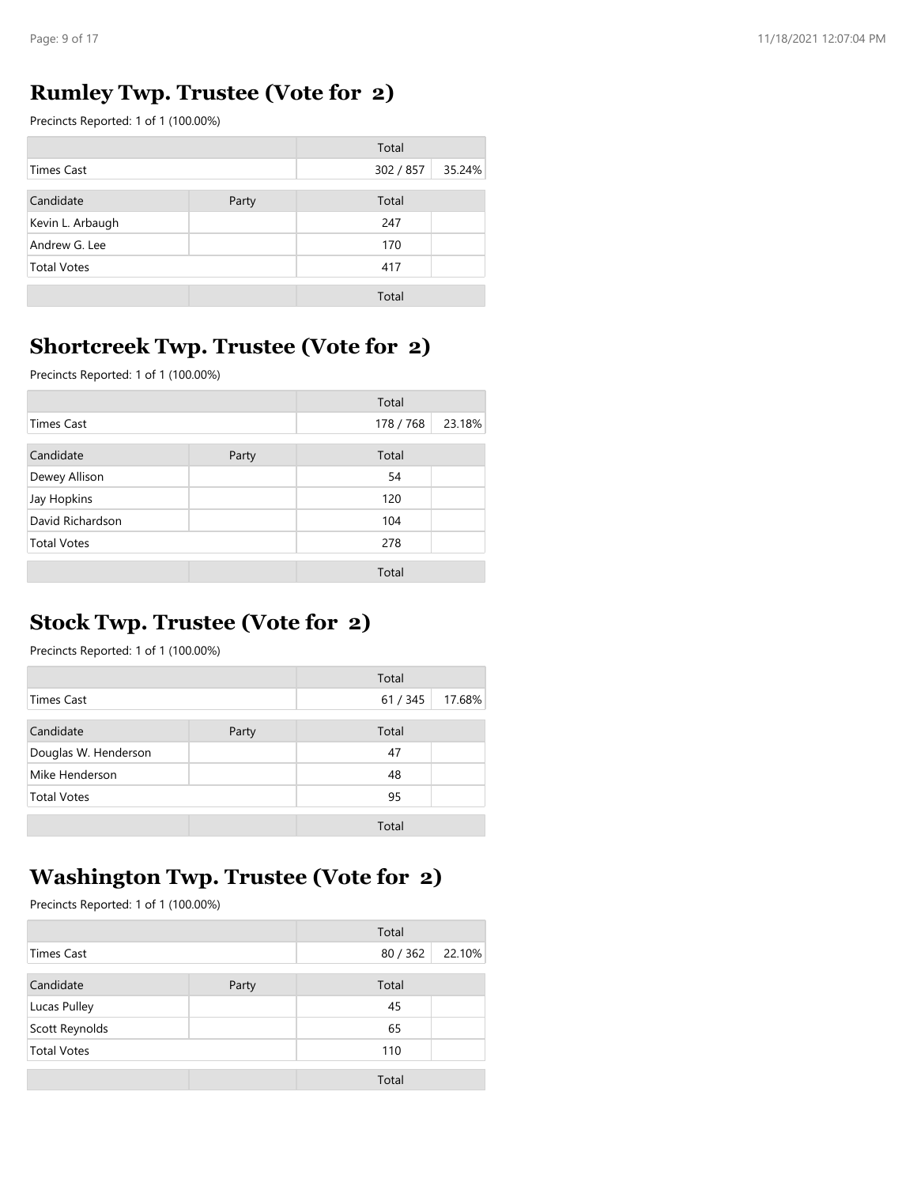## Rumley Twp. Trustee (Vote for 2)

Precincts Reported: 1 of 1 (100.00%)

| | | Total | |
|---|---|---|---|
| Times Cast | | 302 / 857 | 35.24% |

| Candidate | Party | Total | |
|---|---|---|---|
| Kevin L. Arbaugh | | 247 | |
| Andrew G. Lee | | 170 | |
| Total Votes | | 417 | |
| | | Total | |

## Shortcreek Twp. Trustee (Vote for 2)

Precincts Reported: 1 of 1 (100.00%)

| | | Total | |
|---|---|---|---|
| Times Cast | | 178 / 768 | 23.18% |

| Candidate | Party | Total | |
|---|---|---|---|
| Dewey Allison | | 54 | |
| Jay Hopkins | | 120 | |
| David Richardson | | 104 | |
| Total Votes | | 278 | |
| | | Total | |

## Stock Twp. Trustee (Vote for 2)

Precincts Reported: 1 of 1 (100.00%)

| | | Total | |
|---|---|---|---|
| Times Cast | | 61 / 345 | 17.68% |

| Candidate | Party | Total | |
|---|---|---|---|
| Douglas W. Henderson | | 47 | |
| Mike Henderson | | 48 | |
| Total Votes | | 95 | |
| | | Total | |

## Washington Twp. Trustee (Vote for 2)

Precincts Reported: 1 of 1 (100.00%)

| | | Total | |
|---|---|---|---|
| Times Cast | | 80 / 362 | 22.10% |

| Candidate | Party | Total | |
|---|---|---|---|
| Lucas Pulley | | 45 | |
| Scott Reynolds | | 65 | |
| Total Votes | | 110 | |
| | | Total | |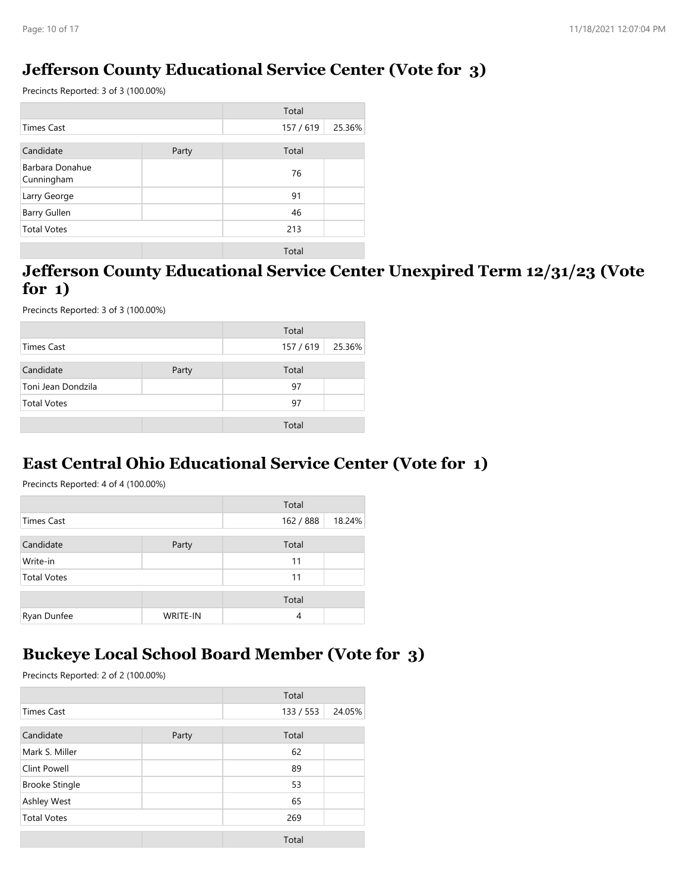## Jefferson County Educational Service Center (Vote for 3)

Precincts Reported: 3 of 3 (100.00%)

| | | Total | |
|---|---|---|---|
| Times Cast | | 157 / 619 | 25.36% |

| Candidate | Party | Total | |
|---|---|---|---|
| Barbara Donahue Cunningham | | 76 | |
| Larry George | | 91 | |
| Barry Gullen | | 46 | |
| Total Votes | | 213 | |

| | | Total | |
|---|---|---|---|

## Jefferson County Educational Service Center Unexpired Term 12/31/23 (Vote for 1)

Precincts Reported: 3 of 3 (100.00%)

| | | Total | |
|---|---|---|---|
| Times Cast | | 157 / 619 | 25.36% |

| Candidate | Party | Total | |
|---|---|---|---|
| Toni Jean Dondzila | | 97 | |
| Total Votes | | 97 | |

| | | Total | |
|---|---|---|---|

## East Central Ohio Educational Service Center (Vote for 1)

Precincts Reported: 4 of 4 (100.00%)

| | | Total | |
|---|---|---|---|
| Times Cast | | 162 / 888 | 18.24% |

| Candidate | Party | Total | |
|---|---|---|---|
| Write-in | | 11 | |
| Total Votes | | 11 | |

| | | Total | |
|---|---|---|---|
| Ryan Dunfee | WRITE-IN | 4 | |

## Buckeye Local School Board Member (Vote for 3)

Precincts Reported: 2 of 2 (100.00%)

| | | Total | |
|---|---|---|---|
| Times Cast | | 133 / 553 | 24.05% |

| Candidate | Party | Total | |
|---|---|---|---|
| Mark S. Miller | | 62 | |
| Clint Powell | | 89 | |
| Brooke Stingle | | 53 | |
| Ashley West | | 65 | |
| Total Votes | | 269 | |

| | | Total | |
|---|---|---|---|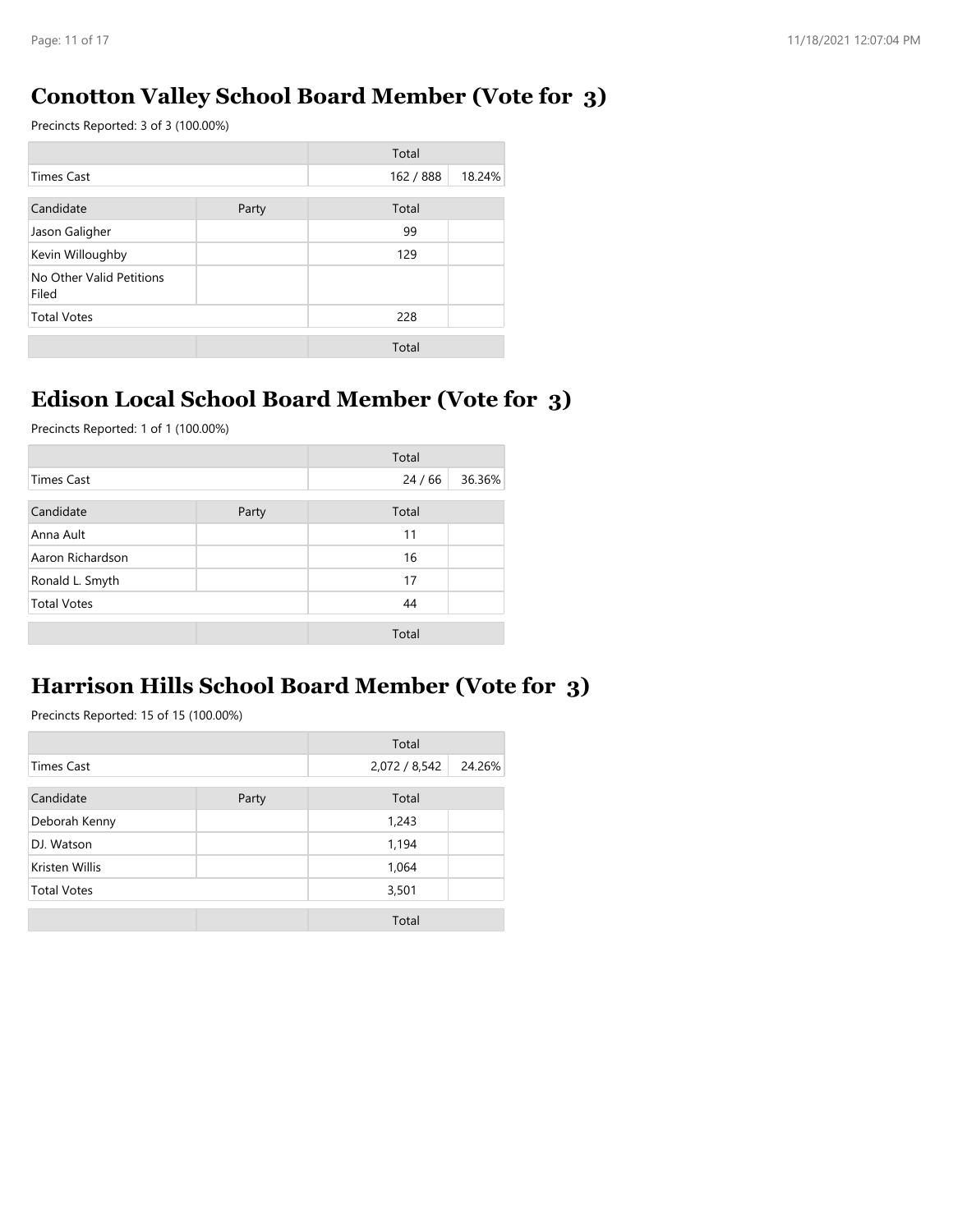## Conotton Valley School Board Member (Vote for 3)

Precincts Reported: 3 of 3 (100.00%)

| | | Total | |
|---|---|---|---|
| Times Cast | | 162 / 888 | 18.24% |

| Candidate | Party | Total | |
|---|---|---|---|
| Jason Galigher | | 99 | |
| Kevin Willoughby | | 129 | |
| No Other Valid Petitions Filed | | | |
| Total Votes | | 228 | |
| | | Total | |

## Edison Local School Board Member (Vote for 3)

Precincts Reported: 1 of 1 (100.00%)

| | | Total | |
|---|---|---|---|
| Times Cast | | 24 / 66 | 36.36% |

| Candidate | Party | Total | |
|---|---|---|---|
| Anna Ault | | 11 | |
| Aaron Richardson | | 16 | |
| Ronald L. Smyth | | 17 | |
| Total Votes | | 44 | |
| | | Total | |

## Harrison Hills School Board Member (Vote for 3)

Precincts Reported: 15 of 15 (100.00%)

| | | Total | |
|---|---|---|---|
| Times Cast | | 2,072 / 8,542 | 24.26% |

| Candidate | Party | Total | |
|---|---|---|---|
| Deborah Kenny | | 1,243 | |
| DJ. Watson | | 1,194 | |
| Kristen Willis | | 1,064 | |
| Total Votes | | 3,501 | |
| | | Total | |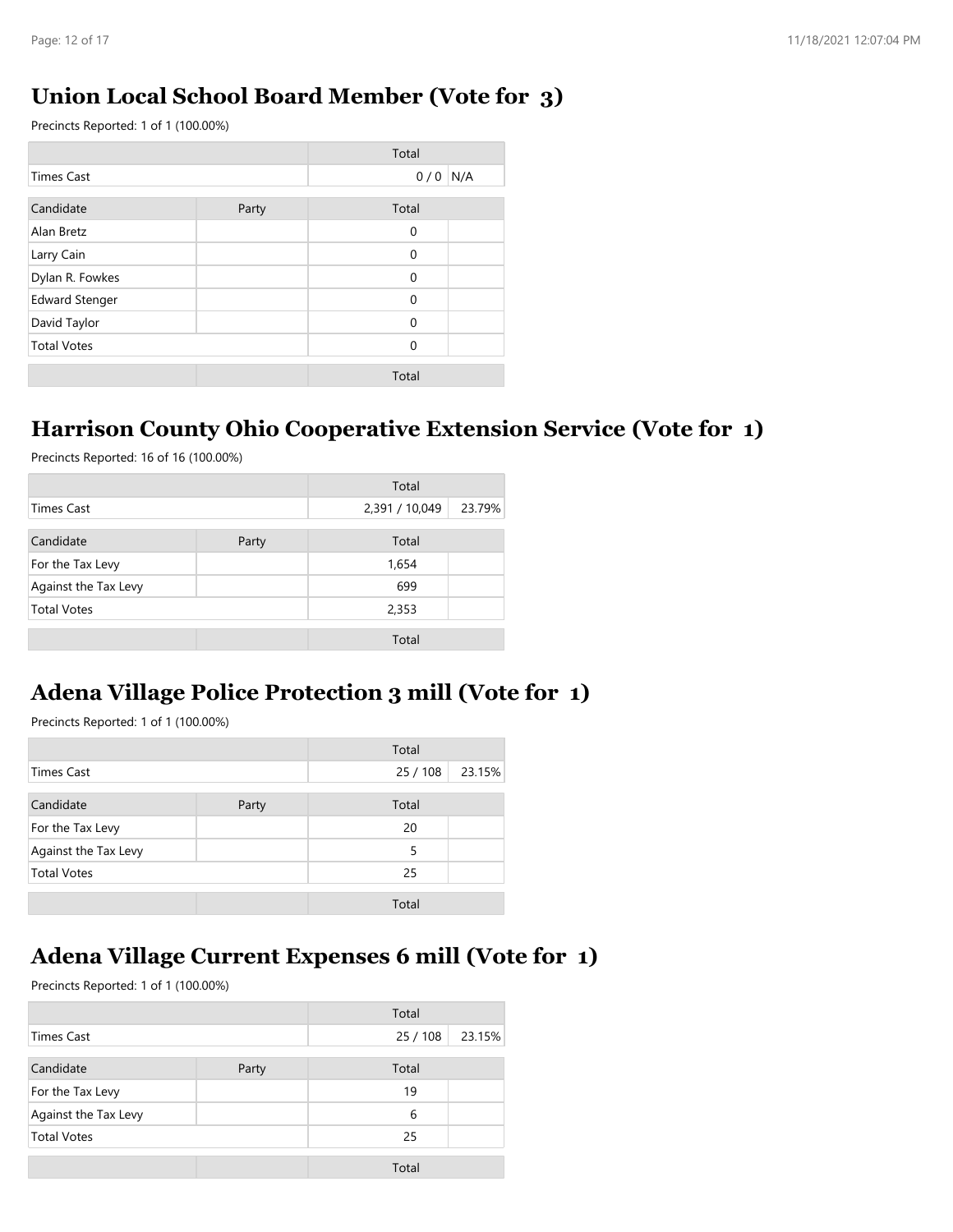## Union Local School Board Member (Vote for 3)

Precincts Reported: 1 of 1 (100.00%)

| | | Total | |
|---|---|---|---|
| Times Cast | | 0 / 0 | N/A |

| Candidate | Party | Total | |
|---|---|---|---|
| Alan Bretz | | 0 | |
| Larry Cain | | 0 | |
| Dylan R. Fowkes | | 0 | |
| Edward Stenger | | 0 | |
| David Taylor | | 0 | |
| Total Votes | | 0 | |
| | | Total | |

## Harrison County Ohio Cooperative Extension Service (Vote for 1)

Precincts Reported: 16 of 16 (100.00%)

| | | Total | |
|---|---|---|---|
| Times Cast | | 2,391 / 10,049 | 23.79% |

| Candidate | Party | Total | |
|---|---|---|---|
| For the Tax Levy | | 1,654 | |
| Against the Tax Levy | | 699 | |
| Total Votes | | 2,353 | |
| | | Total | |

## Adena Village Police Protection 3 mill (Vote for 1)

Precincts Reported: 1 of 1 (100.00%)

| | | Total | |
|---|---|---|---|
| Times Cast | | 25 / 108 | 23.15% |

| Candidate | Party | Total | |
|---|---|---|---|
| For the Tax Levy | | 20 | |
| Against the Tax Levy | | 5 | |
| Total Votes | | 25 | |
| | | Total | |

## Adena Village Current Expenses 6 mill (Vote for 1)

Precincts Reported: 1 of 1 (100.00%)

| | | Total | |
|---|---|---|---|
| Times Cast | | 25 / 108 | 23.15% |

| Candidate | Party | Total | |
|---|---|---|---|
| For the Tax Levy | | 19 | |
| Against the Tax Levy | | 6 | |
| Total Votes | | 25 | |
| | | Total | |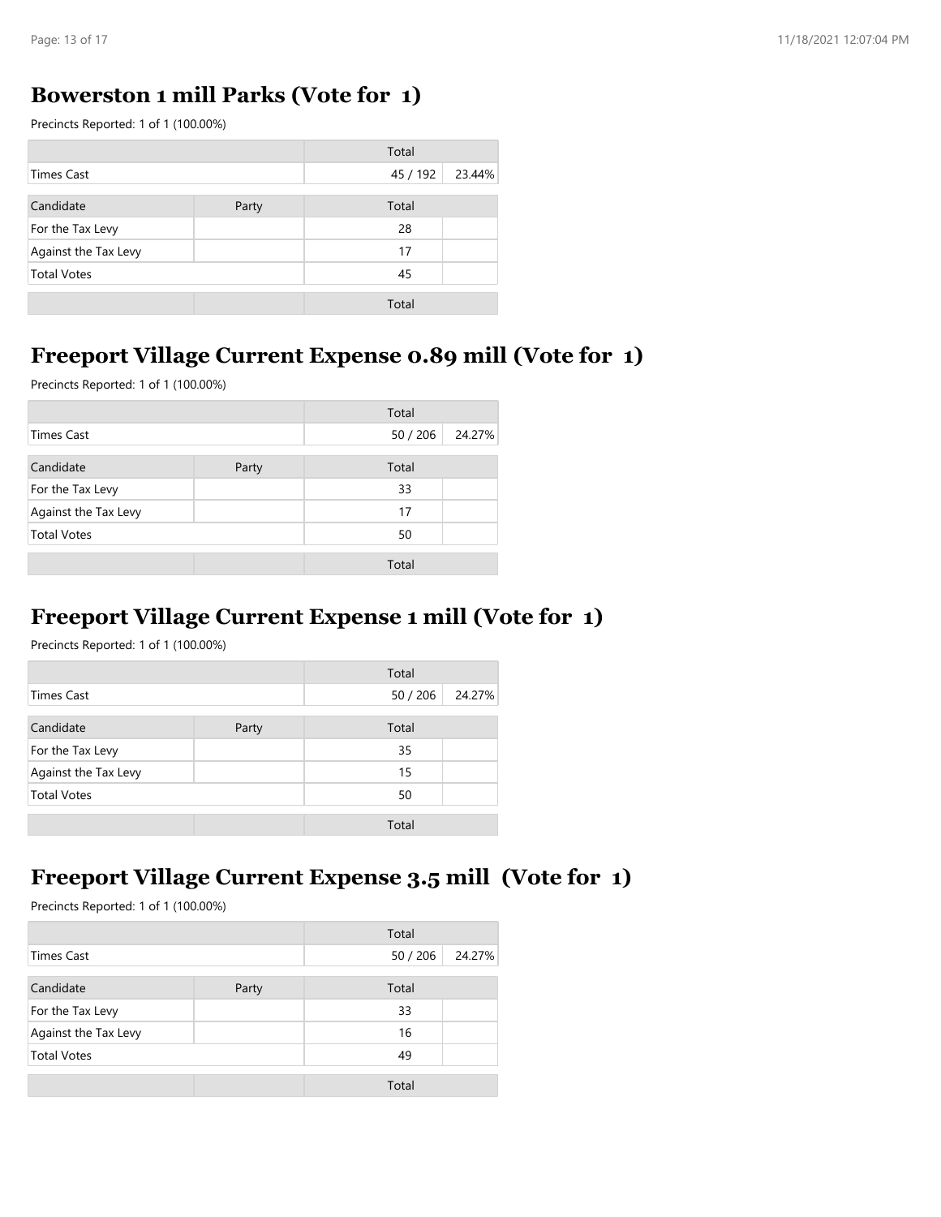## Bowerston 1 mill Parks (Vote for 1)

Precincts Reported: 1 of 1 (100.00%)

| | | Total | |
|---|---|---|---|
| Times Cast | | 45 / 192 | 23.44% |

| Candidate | Party | Total | |
|---|---|---|---|
| For the Tax Levy | | 28 | |
| Against the Tax Levy | | 17 | |
| Total Votes | | 45 | |
| | | Total | |

## Freeport Village Current Expense 0.89 mill (Vote for 1)

Precincts Reported: 1 of 1 (100.00%)

| | | Total | |
|---|---|---|---|
| Times Cast | | 50 / 206 | 24.27% |

| Candidate | Party | Total | |
|---|---|---|---|
| For the Tax Levy | | 33 | |
| Against the Tax Levy | | 17 | |
| Total Votes | | 50 | |
| | | Total | |

## Freeport Village Current Expense 1 mill (Vote for 1)

Precincts Reported: 1 of 1 (100.00%)

| | | Total | |
|---|---|---|---|
| Times Cast | | 50 / 206 | 24.27% |

| Candidate | Party | Total | |
|---|---|---|---|
| For the Tax Levy | | 35 | |
| Against the Tax Levy | | 15 | |
| Total Votes | | 50 | |
| | | Total | |

## Freeport Village Current Expense 3.5 mill (Vote for 1)

Precincts Reported: 1 of 1 (100.00%)

| | | Total | |
|---|---|---|---|
| Times Cast | | 50 / 206 | 24.27% |

| Candidate | Party | Total | |
|---|---|---|---|
| For the Tax Levy | | 33 | |
| Against the Tax Levy | | 16 | |
| Total Votes | | 49 | |
| | | Total | |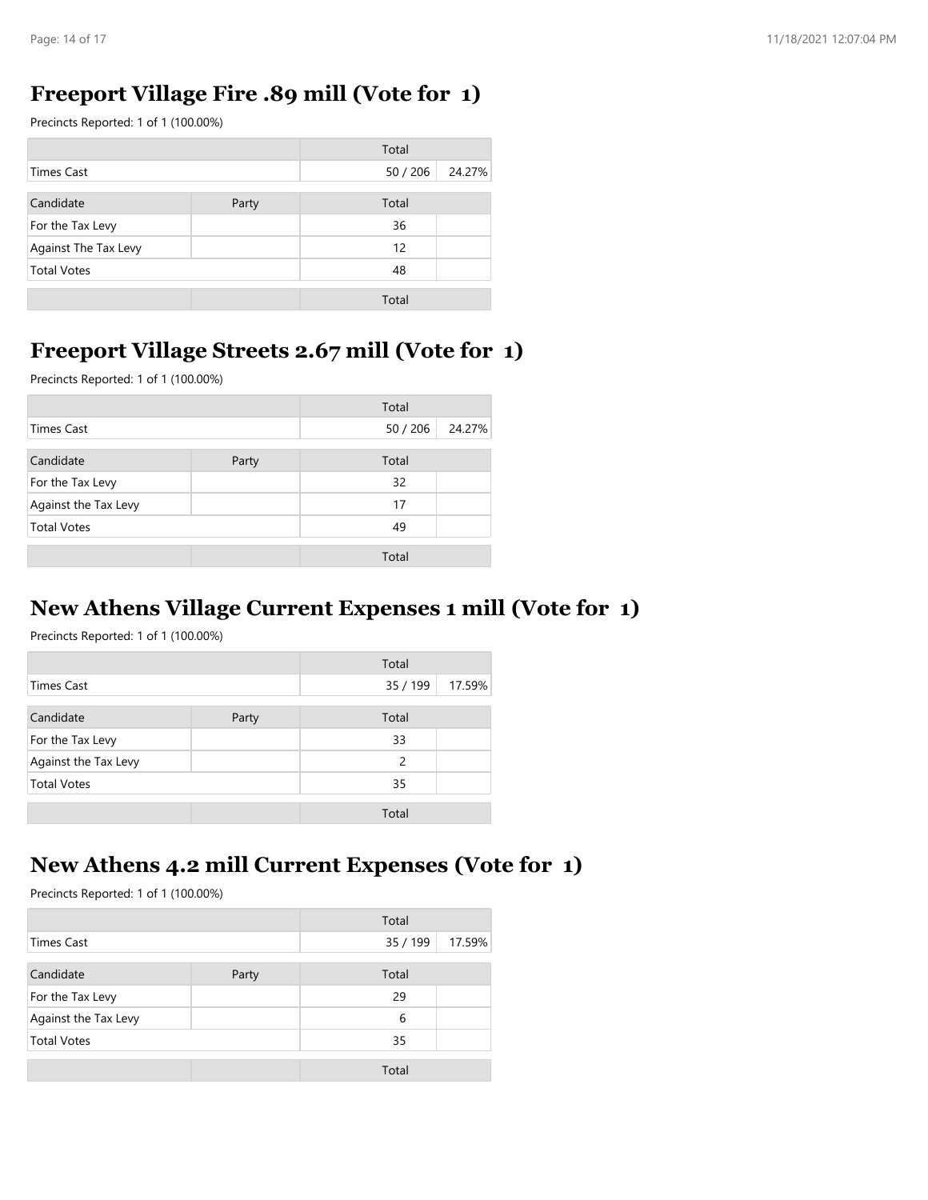## Freeport Village Fire .89 mill (Vote for 1)

Precincts Reported: 1 of 1 (100.00%)

| | | Total | |
|---|---|---|---|
| Times Cast | | 50 / 206 | 24.27% |

| Candidate | Party | Total | |
|---|---|---|---|
| For the Tax Levy | | 36 | |
| Against The Tax Levy | | 12 | |
| Total Votes | | 48 | |
| | | Total | |

## Freeport Village Streets 2.67 mill (Vote for 1)

Precincts Reported: 1 of 1 (100.00%)

| | | Total | |
|---|---|---|---|
| Times Cast | | 50 / 206 | 24.27% |

| Candidate | Party | Total | |
|---|---|---|---|
| For the Tax Levy | | 32 | |
| Against the Tax Levy | | 17 | |
| Total Votes | | 49 | |
| | | Total | |

## New Athens Village Current Expenses 1 mill (Vote for 1)

Precincts Reported: 1 of 1 (100.00%)

| | | Total | |
|---|---|---|---|
| Times Cast | | 35 / 199 | 17.59% |

| Candidate | Party | Total | |
|---|---|---|---|
| For the Tax Levy | | 33 | |
| Against the Tax Levy | | 2 | |
| Total Votes | | 35 | |
| | | Total | |

## New Athens 4.2 mill Current Expenses (Vote for 1)

Precincts Reported: 1 of 1 (100.00%)

| | | Total | |
|---|---|---|---|
| Times Cast | | 35 / 199 | 17.59% |

| Candidate | Party | Total | |
|---|---|---|---|
| For the Tax Levy | | 29 | |
| Against the Tax Levy | | 6 | |
| Total Votes | | 35 | |
| | | Total | |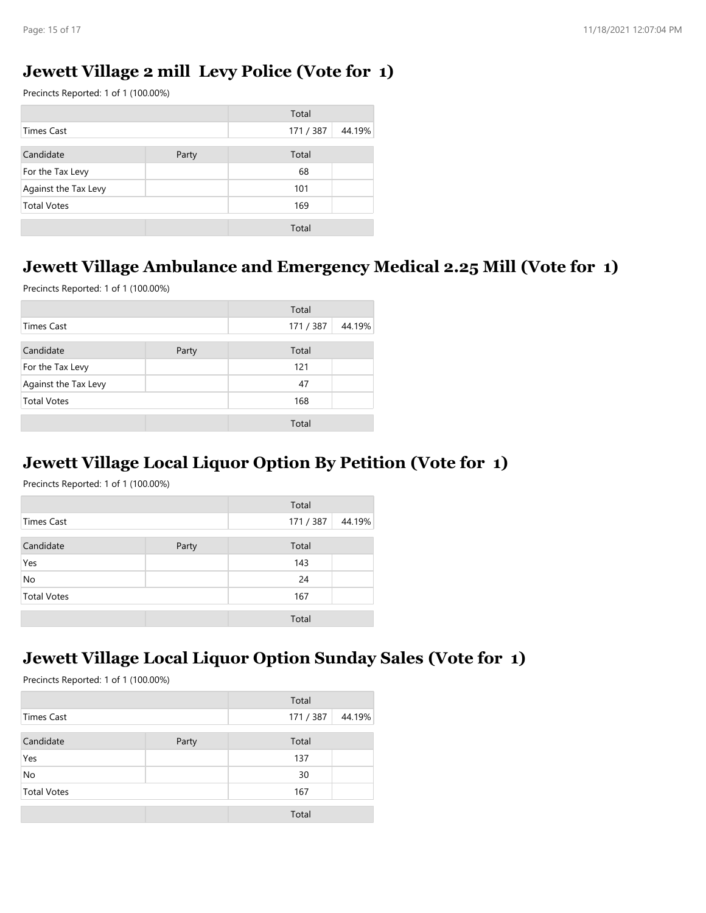## Jewett Village 2 mill Levy Police (Vote for 1)

Precincts Reported: 1 of 1 (100.00%)

| | | Total | |
|---|---|---|---|
| Times Cast | | 171 / 387 | 44.19% |

| Candidate | Party | Total | |
|---|---|---|---|
| For the Tax Levy | | 68 | |
| Against the Tax Levy | | 101 | |
| Total Votes | | 169 | |
| | | Total | |

## Jewett Village Ambulance and Emergency Medical 2.25 Mill (Vote for 1)

Precincts Reported: 1 of 1 (100.00%)

| | | Total | |
|---|---|---|---|
| Times Cast | | 171 / 387 | 44.19% |

| Candidate | Party | Total | |
|---|---|---|---|
| For the Tax Levy | | 121 | |
| Against the Tax Levy | | 47 | |
| Total Votes | | 168 | |
| | | Total | |

## Jewett Village Local Liquor Option By Petition (Vote for 1)

Precincts Reported: 1 of 1 (100.00%)

| | | Total | |
|---|---|---|---|
| Times Cast | | 171 / 387 | 44.19% |

| Candidate | Party | Total | |
|---|---|---|---|
| Yes | | 143 | |
| No | | 24 | |
| Total Votes | | 167 | |
| | | Total | |

## Jewett Village Local Liquor Option Sunday Sales (Vote for 1)

Precincts Reported: 1 of 1 (100.00%)

| | | Total | |
|---|---|---|---|
| Times Cast | | 171 / 387 | 44.19% |

| Candidate | Party | Total | |
|---|---|---|---|
| Yes | | 137 | |
| No | | 30 | |
| Total Votes | | 167 | |
| | | Total | |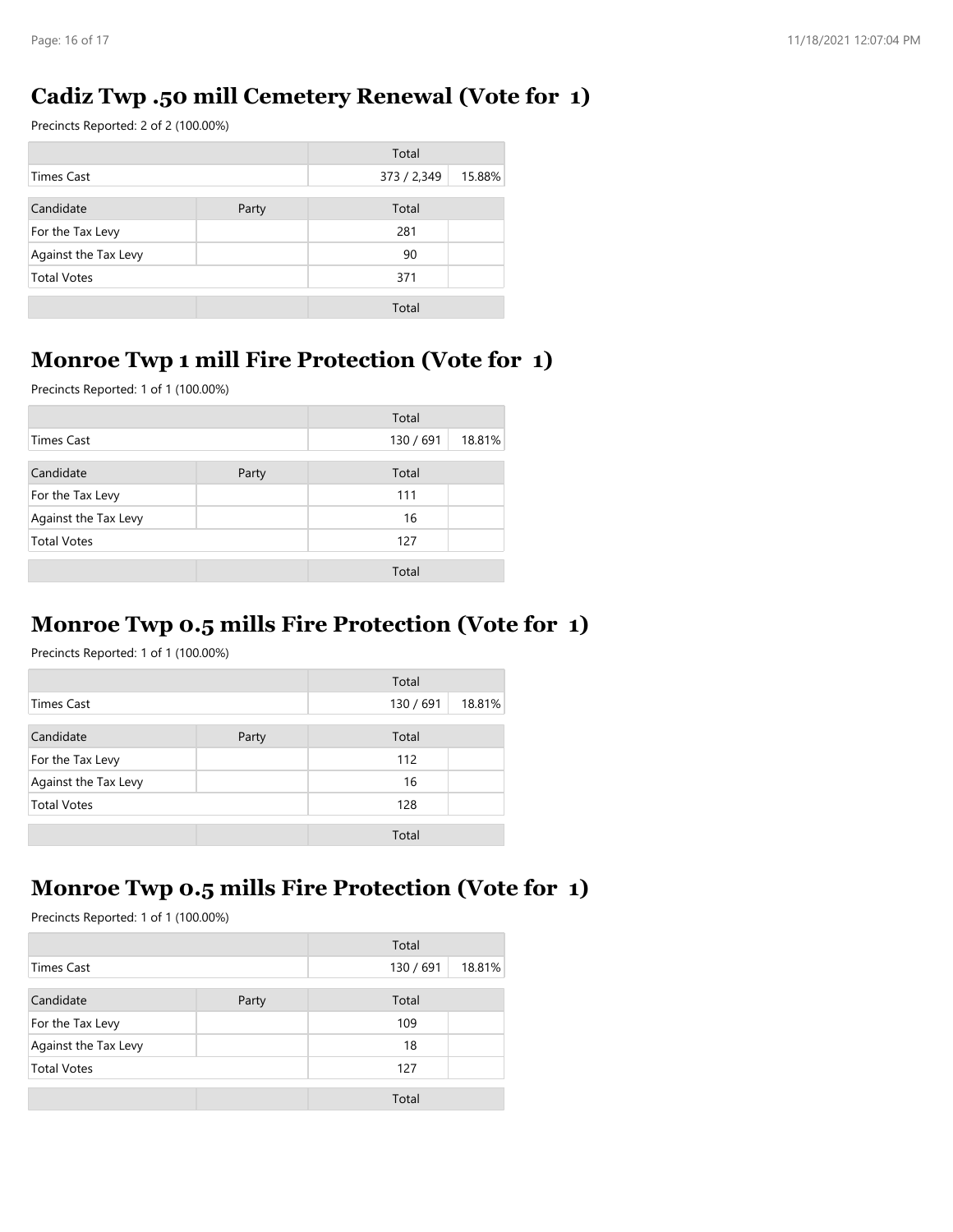## Cadiz Twp .50 mill Cemetery Renewal (Vote for 1)

Precincts Reported: 2 of 2 (100.00%)

| | | Total | |
|---|---|---|---|
| Times Cast | | 373 / 2,349 | 15.88% |

| Candidate | Party | Total | |
|---|---|---|---|
| For the Tax Levy | | 281 | |
| Against the Tax Levy | | 90 | |
| Total Votes | | 371 | |
| | | Total | |

## Monroe Twp 1 mill Fire Protection (Vote for 1)

Precincts Reported: 1 of 1 (100.00%)

| | | Total | |
|---|---|---|---|
| Times Cast | | 130 / 691 | 18.81% |

| Candidate | Party | Total | |
|---|---|---|---|
| For the Tax Levy | | 111 | |
| Against the Tax Levy | | 16 | |
| Total Votes | | 127 | |
| | | Total | |

## Monroe Twp 0.5 mills Fire Protection (Vote for 1)

Precincts Reported: 1 of 1 (100.00%)

| | | Total | |
|---|---|---|---|
| Times Cast | | 130 / 691 | 18.81% |

| Candidate | Party | Total | |
|---|---|---|---|
| For the Tax Levy | | 112 | |
| Against the Tax Levy | | 16 | |
| Total Votes | | 128 | |
| | | Total | |

## Monroe Twp 0.5 mills Fire Protection (Vote for 1)

Precincts Reported: 1 of 1 (100.00%)

| | | Total | |
|---|---|---|---|
| Times Cast | | 130 / 691 | 18.81% |

| Candidate | Party | Total | |
|---|---|---|---|
| For the Tax Levy | | 109 | |
| Against the Tax Levy | | 18 | |
| Total Votes | | 127 | |
| | | Total | |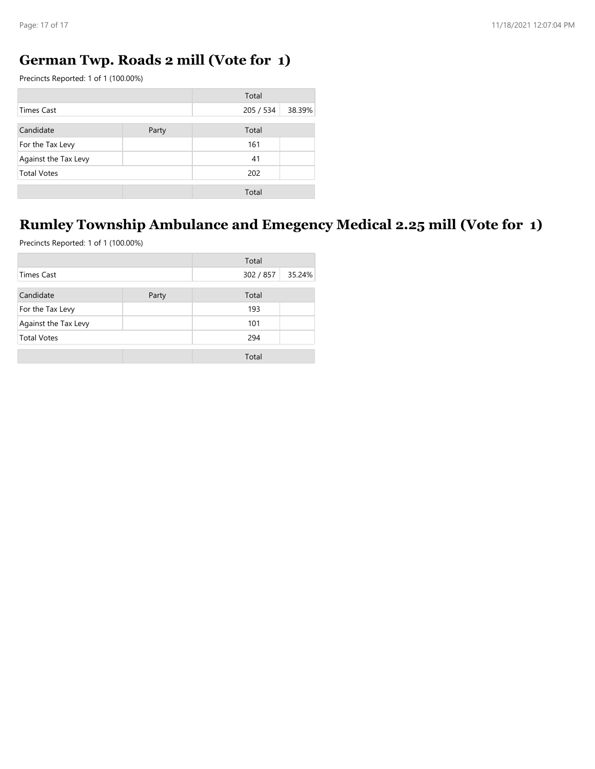## German Twp. Roads 2 mill (Vote for 1)

Precincts Reported: 1 of 1 (100.00%)

| | | Total | |
|---|---|---|---|
| Times Cast | | 205 / 534 | 38.39% |

| Candidate | Party | Total | |
|---|---|---|---|
| For the Tax Levy | | 161 | |
| Against the Tax Levy | | 41 | |
| Total Votes | | 202 | |
| | | Total | |

## Rumley Township Ambulance and Emegency Medical 2.25 mill (Vote for 1)

Precincts Reported: 1 of 1 (100.00%)

| | | Total | |
|---|---|---|---|
| Times Cast | | 302 / 857 | 35.24% |

| Candidate | Party | Total | |
|---|---|---|---|
| For the Tax Levy | | 193 | |
| Against the Tax Levy | | 101 | |
| Total Votes | | 294 | |
| | | Total | |